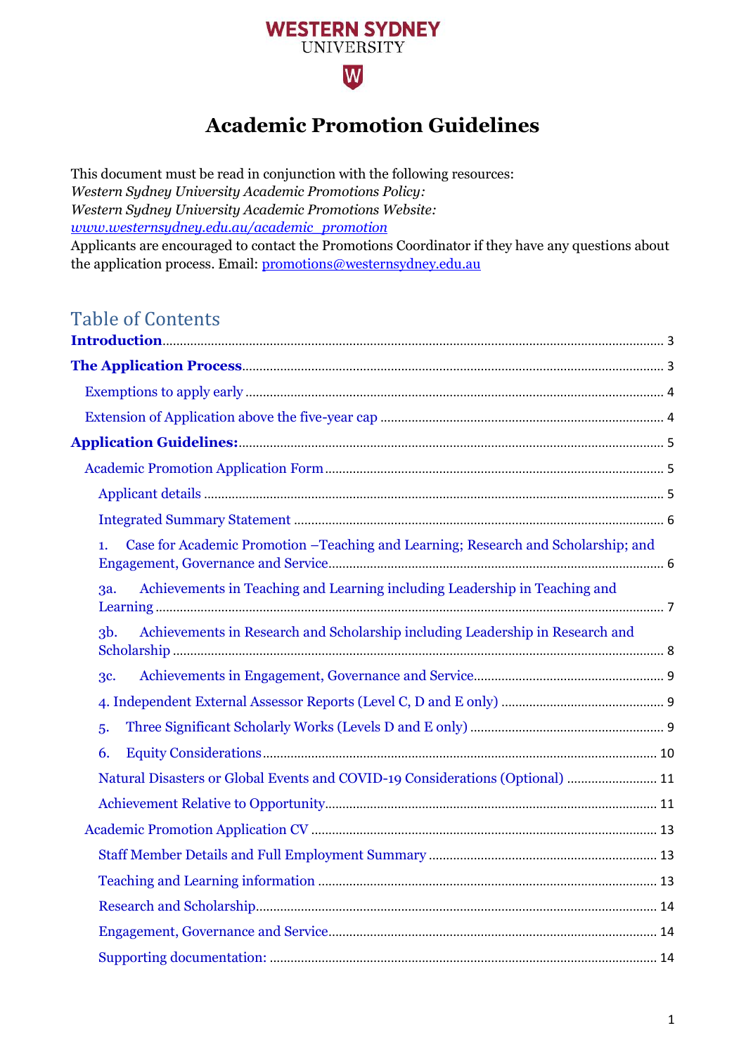**WESTERN SYDNEY**
UNIVERSITY

# Academic Promotion Guidelines

This document must be read in conjunction with the following resources:
*Western Sydney University Academic Promotions Policy:*
*Western Sydney University Academic Promotions Website:*
*www.westernsydney.edu.au/academic_promotion*
Applicants are encouraged to contact the Promotions Coordinator if they have any questions about the application process. Email: promotions@westernsydney.edu.au

## Table of Contents

**Introduction** ..... 3

**The Application Process** ..... 3

- Exemptions to apply early ..... 4
- Extension of Application above the five-year cap ..... 4

**Application Guidelines:** ..... 5

- Academic Promotion Application Form ..... 5
  - Applicant details ..... 5
  - Integrated Summary Statement ..... 6
  - 1. Case for Academic Promotion –Teaching and Learning; Research and Scholarship; and Engagement, Governance and Service ..... 6
  - 3a. Achievements in Teaching and Learning including Leadership in Teaching and Learning ..... 7
  - 3b. Achievements in Research and Scholarship including Leadership in Research and Scholarship ..... 8
  - 3c. Achievements in Engagement, Governance and Service ..... 9
  - 4. Independent External Assessor Reports (Level C, D and E only) ..... 9
  - 5. Three Significant Scholarly Works (Levels D and E only) ..... 9
  - 6. Equity Considerations ..... 10
  - Natural Disasters or Global Events and COVID-19 Considerations (Optional) ..... 11
  - Achievement Relative to Opportunity ..... 11
- Academic Promotion Application CV ..... 13
  - Staff Member Details and Full Employment Summary ..... 13
  - Teaching and Learning information ..... 13
  - Research and Scholarship ..... 14
  - Engagement, Governance and Service ..... 14
  - Supporting documentation: ..... 14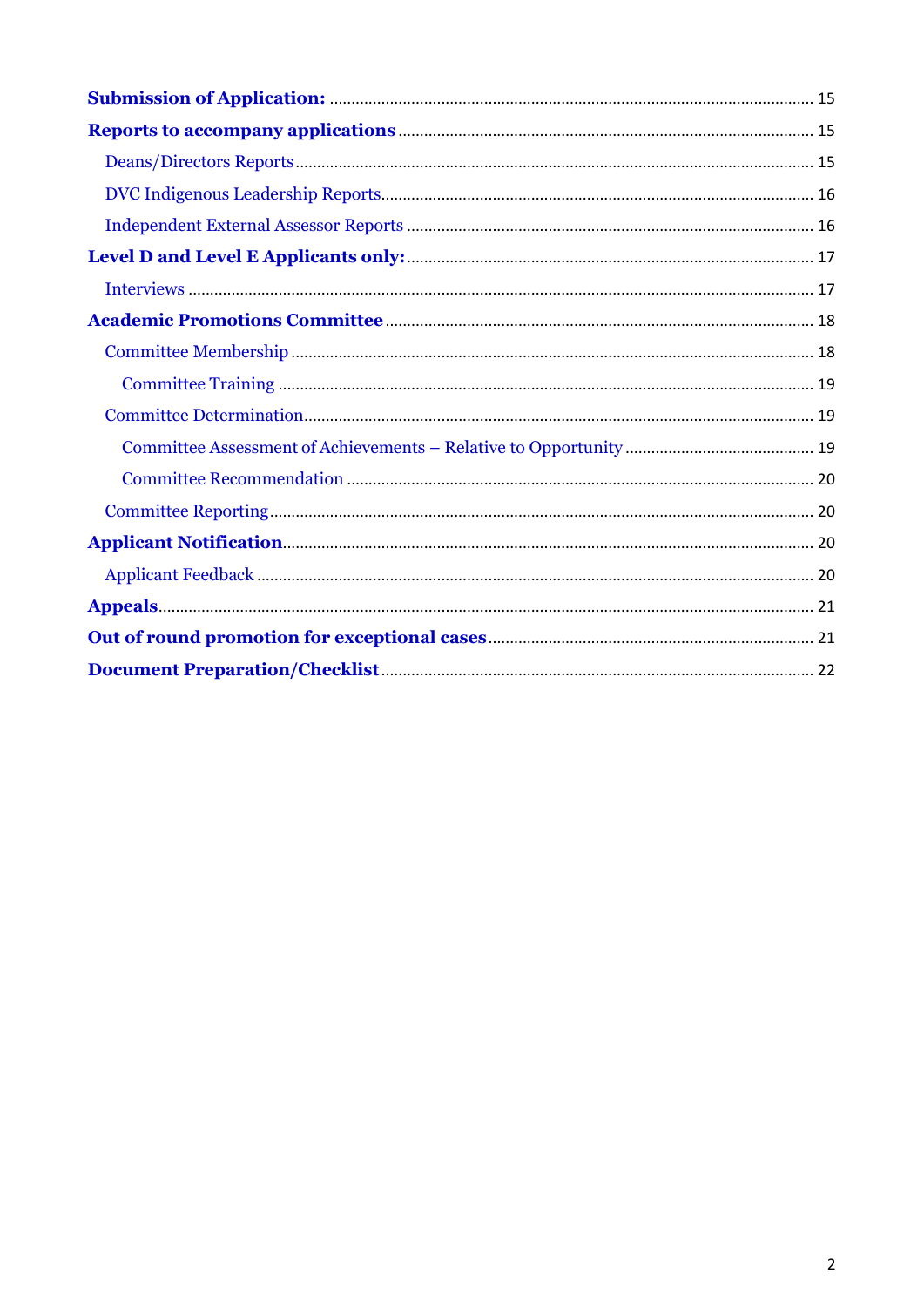[Submission of Application: ........ 15](#)

[Reports to accompany applications ........ 15](#)

- [Deans/Directors Reports ........ 15](#)
- [DVC Indigenous Leadership Reports ........ 16](#)
- [Independent External Assessor Reports ........ 16](#)

[Level D and Level E Applicants only: ........ 17](#)

- [Interviews ........ 17](#)

[Academic Promotions Committee ........ 18](#)

- [Committee Membership ........ 18](#)
    - [Committee Training ........ 19](#)
- [Committee Determination ........ 19](#)
    - [Committee Assessment of Achievements – Relative to Opportunity ........ 19](#)
    - [Committee Recommendation ........ 20](#)
- [Committee Reporting ........ 20](#)

[Applicant Notification ........ 20](#)

- [Applicant Feedback ........ 20](#)

[Appeals ........ 21](#)

[Out of round promotion for exceptional cases ........ 21](#)

[Document Preparation/Checklist ........ 22](#)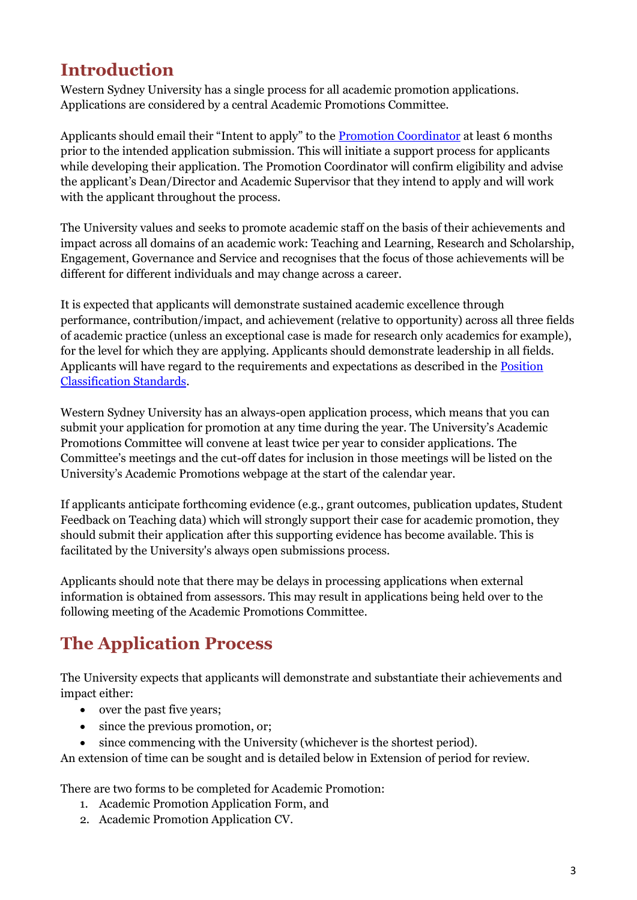## Introduction

Western Sydney University has a single process for all academic promotion applications. Applications are considered by a central Academic Promotions Committee.

Applicants should email their "Intent to apply" to the [Promotion Coordinator] at least 6 months prior to the intended application submission. This will initiate a support process for applicants while developing their application. The Promotion Coordinator will confirm eligibility and advise the applicant's Dean/Director and Academic Supervisor that they intend to apply and will work with the applicant throughout the process.

The University values and seeks to promote academic staff on the basis of their achievements and impact across all domains of an academic work: Teaching and Learning, Research and Scholarship, Engagement, Governance and Service and recognises that the focus of those achievements will be different for different individuals and may change across a career.

It is expected that applicants will demonstrate sustained academic excellence through performance, contribution/impact, and achievement (relative to opportunity) across all three fields of academic practice (unless an exceptional case is made for research only academics for example), for the level for which they are applying. Applicants should demonstrate leadership in all fields. Applicants will have regard to the requirements and expectations as described in the [Position Classification Standards].

Western Sydney University has an always-open application process, which means that you can submit your application for promotion at any time during the year. The University's Academic Promotions Committee will convene at least twice per year to consider applications. The Committee's meetings and the cut-off dates for inclusion in those meetings will be listed on the University's Academic Promotions webpage at the start of the calendar year.

If applicants anticipate forthcoming evidence (e.g., grant outcomes, publication updates, Student Feedback on Teaching data) which will strongly support their case for academic promotion, they should submit their application after this supporting evidence has become available. This is facilitated by the University's always open submissions process.

Applicants should note that there may be delays in processing applications when external information is obtained from assessors. This may result in applications being held over to the following meeting of the Academic Promotions Committee.

## The Application Process

The University expects that applicants will demonstrate and substantiate their achievements and impact either:

- over the past five years;
- since the previous promotion, or;
- since commencing with the University (whichever is the shortest period).

An extension of time can be sought and is detailed below in Extension of period for review.

There are two forms to be completed for Academic Promotion:

1. Academic Promotion Application Form, and
2. Academic Promotion Application CV.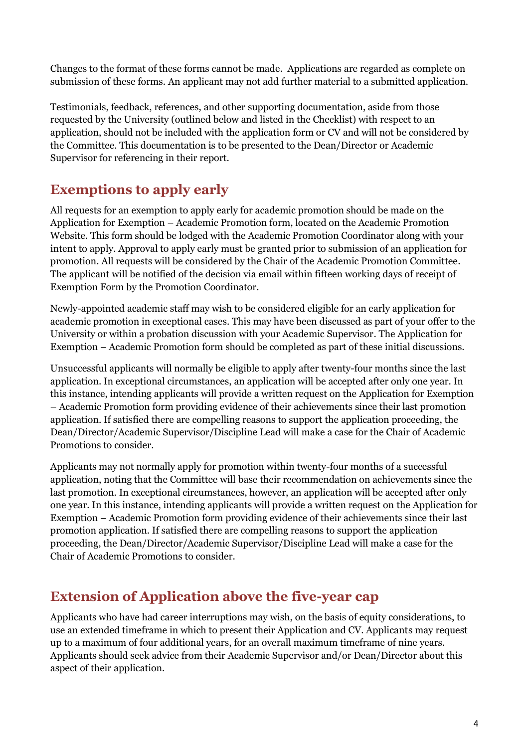Changes to the format of these forms cannot be made. Applications are regarded as complete on submission of these forms. An applicant may not add further material to a submitted application.

Testimonials, feedback, references, and other supporting documentation, aside from those requested by the University (outlined below and listed in the Checklist) with respect to an application, should not be included with the application form or CV and will not be considered by the Committee. This documentation is to be presented to the Dean/Director or Academic Supervisor for referencing in their report.

## Exemptions to apply early

All requests for an exemption to apply early for academic promotion should be made on the Application for Exemption – Academic Promotion form, located on the Academic Promotion Website. This form should be lodged with the Academic Promotion Coordinator along with your intent to apply. Approval to apply early must be granted prior to submission of an application for promotion. All requests will be considered by the Chair of the Academic Promotion Committee. The applicant will be notified of the decision via email within fifteen working days of receipt of Exemption Form by the Promotion Coordinator.

Newly-appointed academic staff may wish to be considered eligible for an early application for academic promotion in exceptional cases. This may have been discussed as part of your offer to the University or within a probation discussion with your Academic Supervisor. The Application for Exemption – Academic Promotion form should be completed as part of these initial discussions.

Unsuccessful applicants will normally be eligible to apply after twenty-four months since the last application. In exceptional circumstances, an application will be accepted after only one year. In this instance, intending applicants will provide a written request on the Application for Exemption – Academic Promotion form providing evidence of their achievements since their last promotion application. If satisfied there are compelling reasons to support the application proceeding, the Dean/Director/Academic Supervisor/Discipline Lead will make a case for the Chair of Academic Promotions to consider.

Applicants may not normally apply for promotion within twenty-four months of a successful application, noting that the Committee will base their recommendation on achievements since the last promotion. In exceptional circumstances, however, an application will be accepted after only one year. In this instance, intending applicants will provide a written request on the Application for Exemption – Academic Promotion form providing evidence of their achievements since their last promotion application. If satisfied there are compelling reasons to support the application proceeding, the Dean/Director/Academic Supervisor/Discipline Lead will make a case for the Chair of Academic Promotions to consider.

## Extension of Application above the five-year cap

Applicants who have had career interruptions may wish, on the basis of equity considerations, to use an extended timeframe in which to present their Application and CV. Applicants may request up to a maximum of four additional years, for an overall maximum timeframe of nine years. Applicants should seek advice from their Academic Supervisor and/or Dean/Director about this aspect of their application.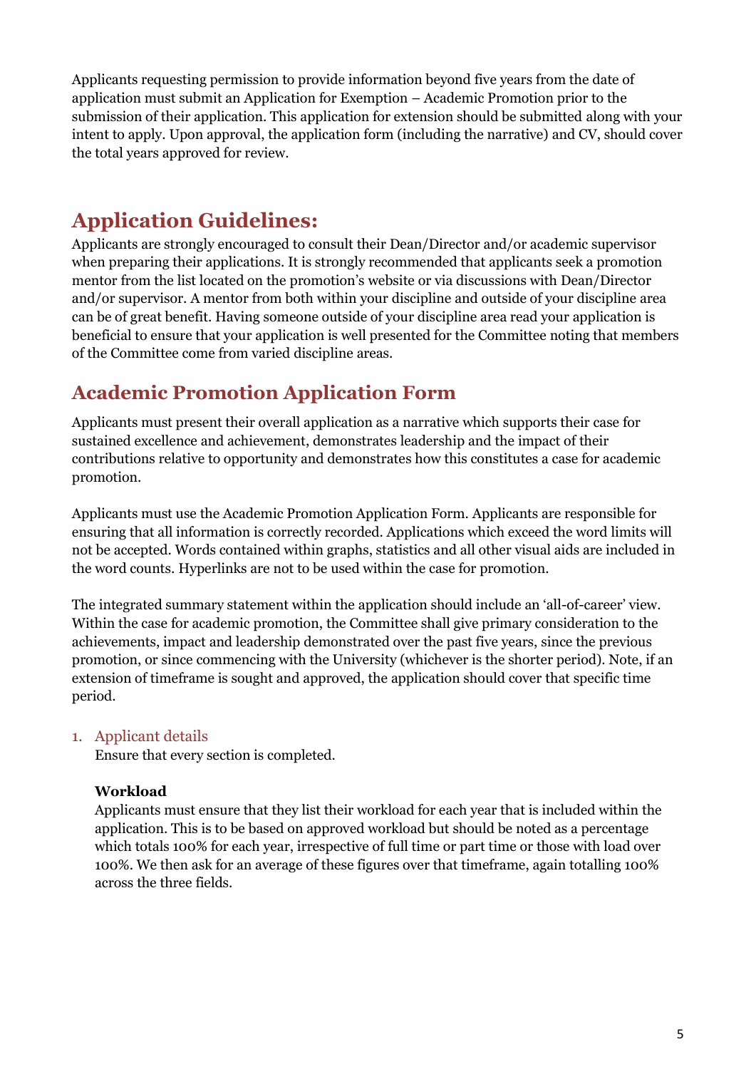Applicants requesting permission to provide information beyond five years from the date of application must submit an Application for Exemption – Academic Promotion prior to the submission of their application. This application for extension should be submitted along with your intent to apply. Upon approval, the application form (including the narrative) and CV, should cover the total years approved for review.

## Application Guidelines:

Applicants are strongly encouraged to consult their Dean/Director and/or academic supervisor when preparing their applications. It is strongly recommended that applicants seek a promotion mentor from the list located on the promotion's website or via discussions with Dean/Director and/or supervisor. A mentor from both within your discipline and outside of your discipline area can be of great benefit. Having someone outside of your discipline area read your application is beneficial to ensure that your application is well presented for the Committee noting that members of the Committee come from varied discipline areas.

## Academic Promotion Application Form

Applicants must present their overall application as a narrative which supports their case for sustained excellence and achievement, demonstrates leadership and the impact of their contributions relative to opportunity and demonstrates how this constitutes a case for academic promotion.

Applicants must use the Academic Promotion Application Form. Applicants are responsible for ensuring that all information is correctly recorded. Applications which exceed the word limits will not be accepted. Words contained within graphs, statistics and all other visual aids are included in the word counts. Hyperlinks are not to be used within the case for promotion.

The integrated summary statement within the application should include an 'all-of-career' view. Within the case for academic promotion, the Committee shall give primary consideration to the achievements, impact and leadership demonstrated over the past five years, since the previous promotion, or since commencing with the University (whichever is the shorter period). Note, if an extension of timeframe is sought and approved, the application should cover that specific time period.

### 1. Applicant details

Ensure that every section is completed.

**Workload**

Applicants must ensure that they list their workload for each year that is included within the application. This is to be based on approved workload but should be noted as a percentage which totals 100% for each year, irrespective of full time or part time or those with load over 100%. We then ask for an average of these figures over that timeframe, again totalling 100% across the three fields.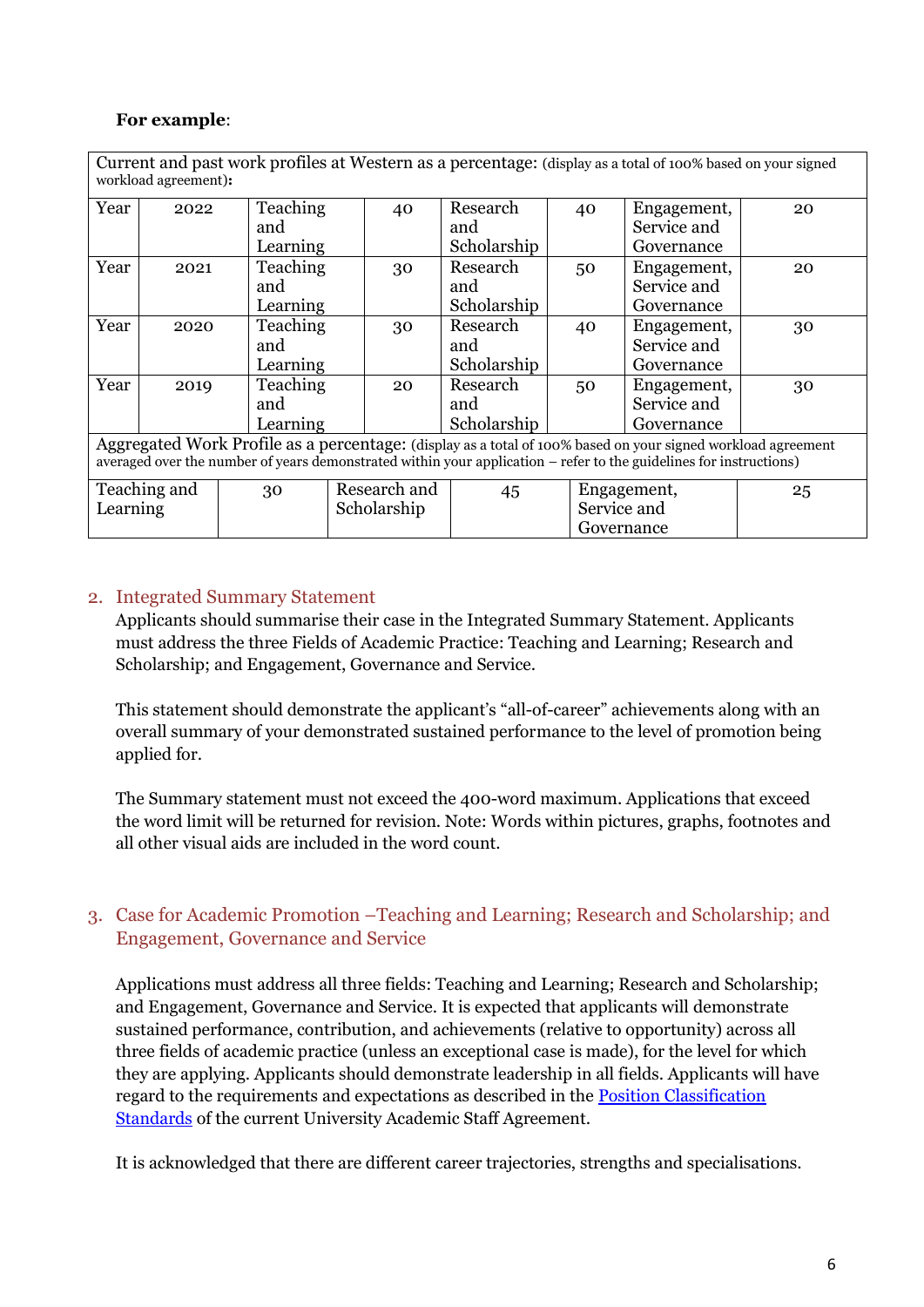**For example**:

| Current and past work profiles at Western as a percentage: (display as a total of 100% based on your signed workload agreement): | | | | | | | |
|---|---|---|---|---|---|---|---|
| Year | 2022 | Teaching and Learning | 40 | Research and Scholarship | 40 | Engagement, Service and Governance | 20 |
| Year | 2021 | Teaching and Learning | 30 | Research and Scholarship | 50 | Engagement, Service and Governance | 20 |
| Year | 2020 | Teaching and Learning | 30 | Research and Scholarship | 40 | Engagement, Service and Governance | 30 |
| Year | 2019 | Teaching and Learning | 20 | Research and Scholarship | 50 | Engagement, Service and Governance | 30 |

| Aggregated Work Profile as a percentage: (display as a total of 100% based on your signed workload agreement averaged over the number of years demonstrated within your application – refer to the guidelines for instructions) | | | | | |
|---|---|---|---|---|---|
| Teaching and Learning | 30 | Research and Scholarship | 45 | Engagement, Service and Governance | 25 |

## 2. Integrated Summary Statement

Applicants should summarise their case in the Integrated Summary Statement. Applicants must address the three Fields of Academic Practice: Teaching and Learning; Research and Scholarship; and Engagement, Governance and Service.

This statement should demonstrate the applicant's "all-of-career" achievements along with an overall summary of your demonstrated sustained performance to the level of promotion being applied for.

The Summary statement must not exceed the 400-word maximum. Applications that exceed the word limit will be returned for revision. Note: Words within pictures, graphs, footnotes and all other visual aids are included in the word count.

## 3. Case for Academic Promotion –Teaching and Learning; Research and Scholarship; and Engagement, Governance and Service

Applications must address all three fields: Teaching and Learning; Research and Scholarship; and Engagement, Governance and Service. It is expected that applicants will demonstrate sustained performance, contribution, and achievements (relative to opportunity) across all three fields of academic practice (unless an exceptional case is made), for the level for which they are applying. Applicants should demonstrate leadership in all fields. Applicants will have regard to the requirements and expectations as described in the Position Classification Standards of the current University Academic Staff Agreement.

It is acknowledged that there are different career trajectories, strengths and specialisations.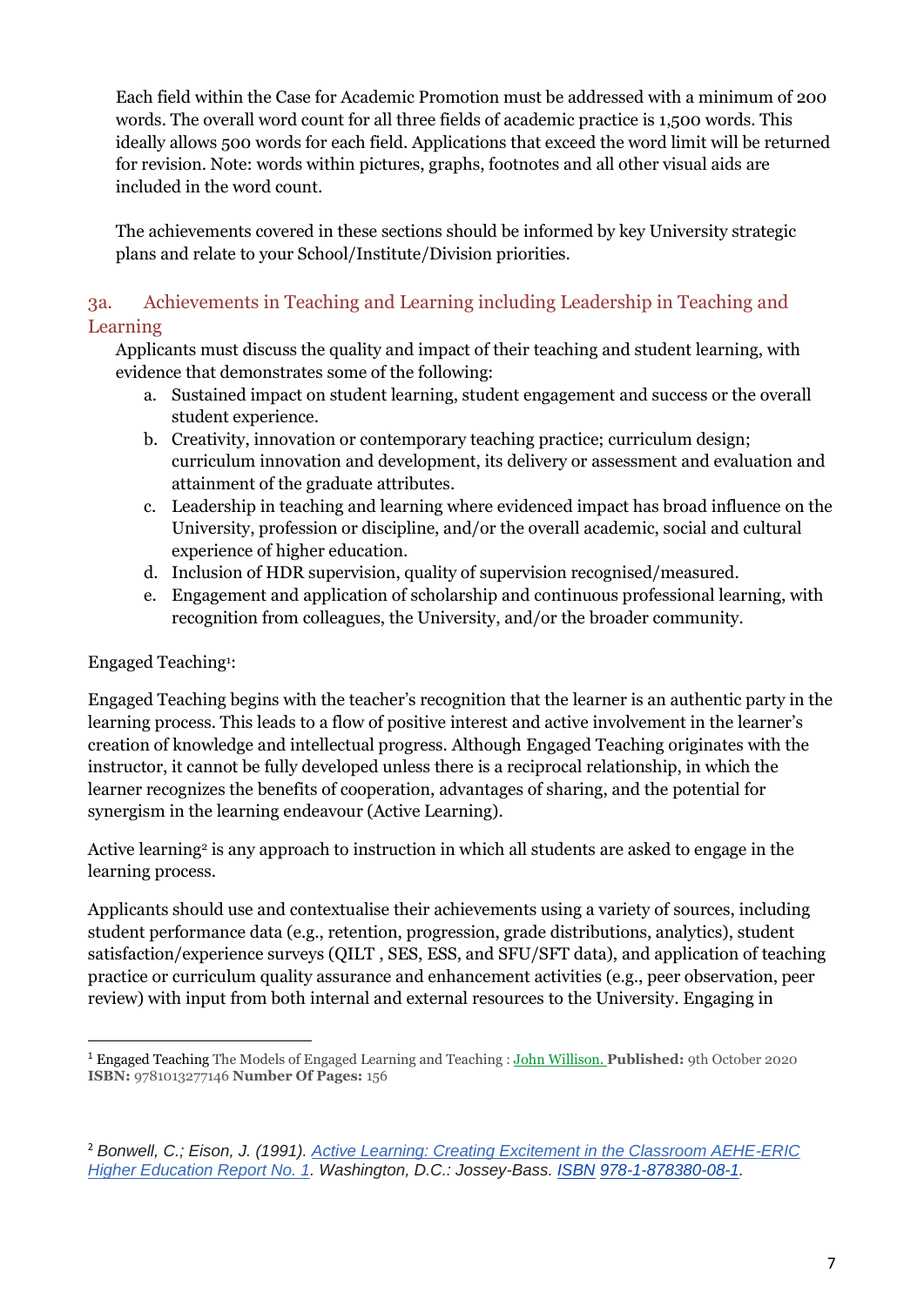Each field within the Case for Academic Promotion must be addressed with a minimum of 200 words. The overall word count for all three fields of academic practice is 1,500 words. This ideally allows 500 words for each field. Applications that exceed the word limit will be returned for revision. Note: words within pictures, graphs, footnotes and all other visual aids are included in the word count.

The achievements covered in these sections should be informed by key University strategic plans and relate to your School/Institute/Division priorities.

## 3a. Achievements in Teaching and Learning including Leadership in Teaching and Learning

Applicants must discuss the quality and impact of their teaching and student learning, with evidence that demonstrates some of the following:

a. Sustained impact on student learning, student engagement and success or the overall student experience.
b. Creativity, innovation or contemporary teaching practice; curriculum design; curriculum innovation and development, its delivery or assessment and evaluation and attainment of the graduate attributes.
c. Leadership in teaching and learning where evidenced impact has broad influence on the University, profession or discipline, and/or the overall academic, social and cultural experience of higher education.
d. Inclusion of HDR supervision, quality of supervision recognised/measured.
e. Engagement and application of scholarship and continuous professional learning, with recognition from colleagues, the University, and/or the broader community.

Engaged Teaching[1]:

Engaged Teaching begins with the teacher's recognition that the learner is an authentic party in the learning process. This leads to a flow of positive interest and active involvement in the learner's creation of knowledge and intellectual progress. Although Engaged Teaching originates with the instructor, it cannot be fully developed unless there is a reciprocal relationship, in which the learner recognizes the benefits of cooperation, advantages of sharing, and the potential for synergism in the learning endeavour (Active Learning).

Active learning[2] is any approach to instruction in which all students are asked to engage in the learning process.

Applicants should use and contextualise their achievements using a variety of sources, including student performance data (e.g., retention, progression, grade distributions, analytics), student satisfaction/experience surveys (QILT , SES, ESS, and SFU/SFT data), and application of teaching practice or curriculum quality assurance and enhancement activities (e.g., peer observation, peer review) with input from both internal and external resources to the University. Engaging in

---

[1] Engaged Teaching The Models of Engaged Learning and Teaching : John Willison. **Published:** 9th October 2020 **ISBN:** 9781013277146 **Number Of Pages:** 156

[2] *Bonwell, C.; Eison, J. (1991). Active Learning: Creating Excitement in the Classroom AEHE-ERIC Higher Education Report No. 1. Washington, D.C.: Jossey-Bass. ISBN 978-1-878380-08-1.*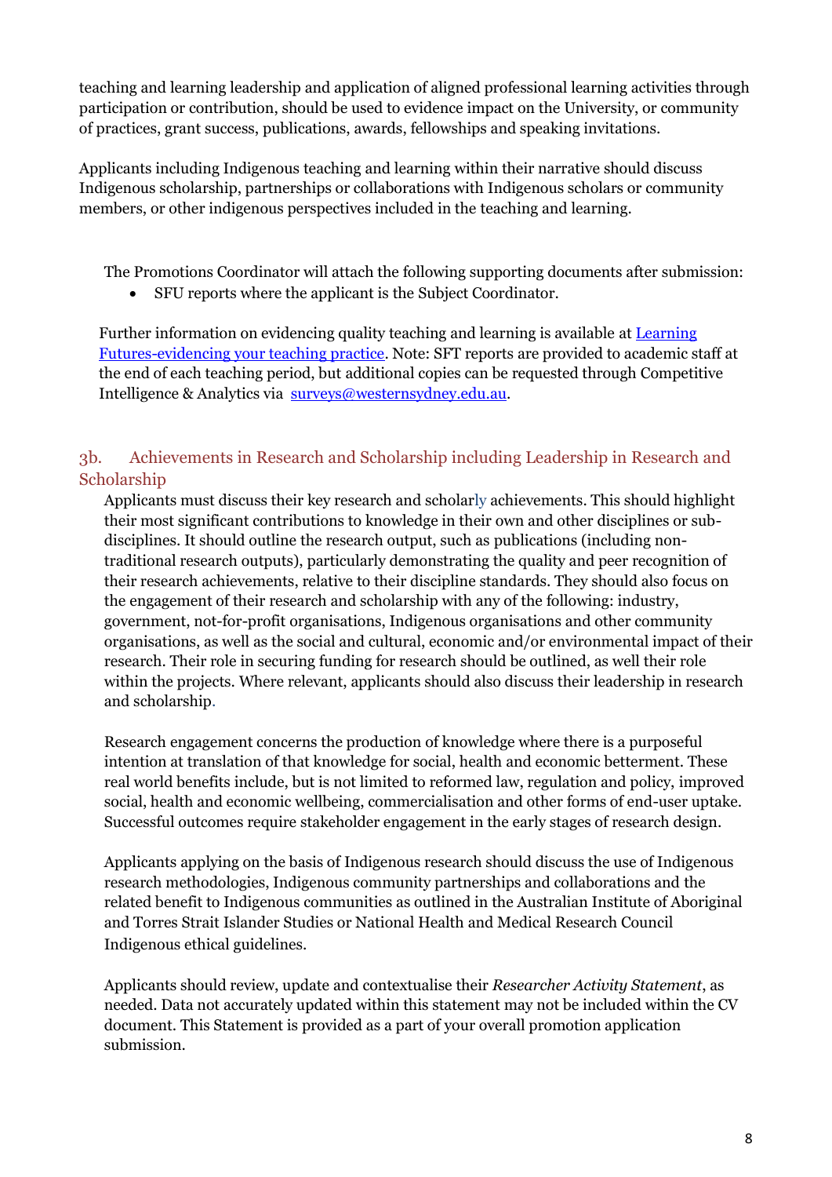teaching and learning leadership and application of aligned professional learning activities through participation or contribution, should be used to evidence impact on the University, or community of practices, grant success, publications, awards, fellowships and speaking invitations.

Applicants including Indigenous teaching and learning within their narrative should discuss Indigenous scholarship, partnerships or collaborations with Indigenous scholars or community members, or other indigenous perspectives included in the teaching and learning.

The Promotions Coordinator will attach the following supporting documents after submission:

- SFU reports where the applicant is the Subject Coordinator.

Further information on evidencing quality teaching and learning is available at [Learning Futures-evidencing your teaching practice](). Note: SFT reports are provided to academic staff at the end of each teaching period, but additional copies can be requested through Competitive Intelligence & Analytics via [surveys@westernsydney.edu.au]().

## 3b. Achievements in Research and Scholarship including Leadership in Research and Scholarship

Applicants must discuss their key research and scholarly achievements. This should highlight their most significant contributions to knowledge in their own and other disciplines or sub-disciplines. It should outline the research output, such as publications (including non-traditional research outputs), particularly demonstrating the quality and peer recognition of their research achievements, relative to their discipline standards. They should also focus on the engagement of their research and scholarship with any of the following: industry, government, not-for-profit organisations, Indigenous organisations and other community organisations, as well as the social and cultural, economic and/or environmental impact of their research. Their role in securing funding for research should be outlined, as well their role within the projects. Where relevant, applicants should also discuss their leadership in research and scholarship.

Research engagement concerns the production of knowledge where there is a purposeful intention at translation of that knowledge for social, health and economic betterment. These real world benefits include, but is not limited to reformed law, regulation and policy, improved social, health and economic wellbeing, commercialisation and other forms of end-user uptake. Successful outcomes require stakeholder engagement in the early stages of research design.

Applicants applying on the basis of Indigenous research should discuss the use of Indigenous research methodologies, Indigenous community partnerships and collaborations and the related benefit to Indigenous communities as outlined in the Australian Institute of Aboriginal and Torres Strait Islander Studies or National Health and Medical Research Council Indigenous ethical guidelines.

Applicants should review, update and contextualise their *Researcher Activity Statement*, as needed. Data not accurately updated within this statement may not be included within the CV document. This Statement is provided as a part of your overall promotion application submission.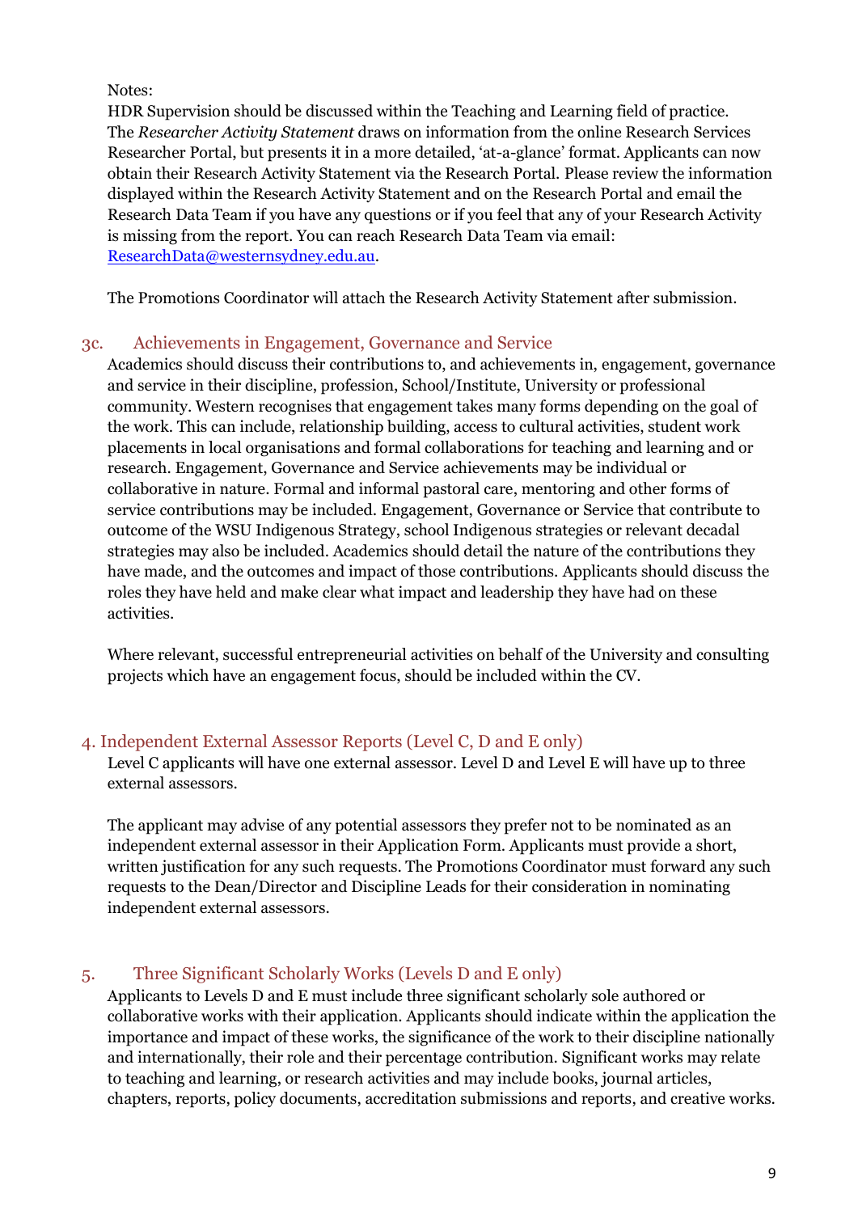Notes:
HDR Supervision should be discussed within the Teaching and Learning field of practice. The *Researcher Activity Statement* draws on information from the online Research Services Researcher Portal, but presents it in a more detailed, 'at-a-glance' format. Applicants can now obtain their Research Activity Statement via the Research Portal. Please review the information displayed within the Research Activity Statement and on the Research Portal and email the Research Data Team if you have any questions or if you feel that any of your Research Activity is missing from the report. You can reach Research Data Team via email: ResearchData@westernsydney.edu.au.

The Promotions Coordinator will attach the Research Activity Statement after submission.

### 3c. Achievements in Engagement, Governance and Service

Academics should discuss their contributions to, and achievements in, engagement, governance and service in their discipline, profession, School/Institute, University or professional community. Western recognises that engagement takes many forms depending on the goal of the work. This can include, relationship building, access to cultural activities, student work placements in local organisations and formal collaborations for teaching and learning and or research. Engagement, Governance and Service achievements may be individual or collaborative in nature. Formal and informal pastoral care, mentoring and other forms of service contributions may be included. Engagement, Governance or Service that contribute to outcome of the WSU Indigenous Strategy, school Indigenous strategies or relevant decadal strategies may also be included. Academics should detail the nature of the contributions they have made, and the outcomes and impact of those contributions. Applicants should discuss the roles they have held and make clear what impact and leadership they have had on these activities.

Where relevant, successful entrepreneurial activities on behalf of the University and consulting projects which have an engagement focus, should be included within the CV.

## 4. Independent External Assessor Reports (Level C, D and E only)

Level C applicants will have one external assessor. Level D and Level E will have up to three external assessors.

The applicant may advise of any potential assessors they prefer not to be nominated as an independent external assessor in their Application Form. Applicants must provide a short, written justification for any such requests. The Promotions Coordinator must forward any such requests to the Dean/Director and Discipline Leads for their consideration in nominating independent external assessors.

## 5. Three Significant Scholarly Works (Levels D and E only)

Applicants to Levels D and E must include three significant scholarly sole authored or collaborative works with their application. Applicants should indicate within the application the importance and impact of these works, the significance of the work to their discipline nationally and internationally, their role and their percentage contribution. Significant works may relate to teaching and learning, or research activities and may include books, journal articles, chapters, reports, policy documents, accreditation submissions and reports, and creative works.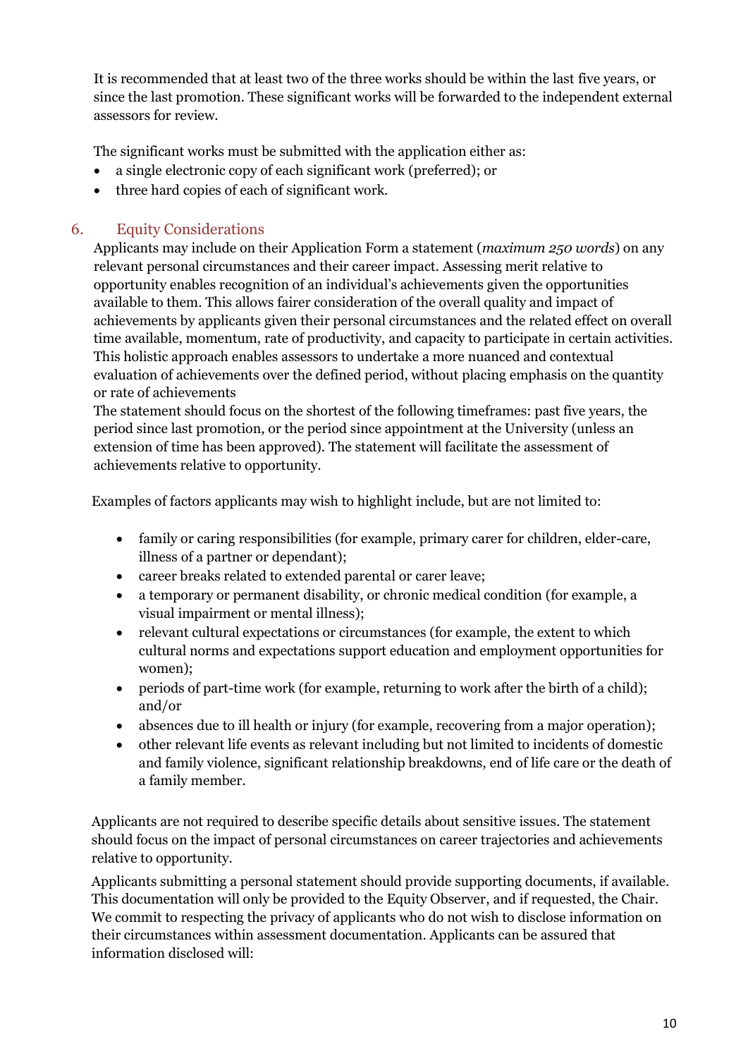It is recommended that at least two of the three works should be within the last five years, or since the last promotion. These significant works will be forwarded to the independent external assessors for review.

The significant works must be submitted with the application either as:

- a single electronic copy of each significant work (preferred); or
- three hard copies of each of significant work.

## 6. Equity Considerations

Applicants may include on their Application Form a statement (*maximum 250 words*) on any relevant personal circumstances and their career impact. Assessing merit relative to opportunity enables recognition of an individual's achievements given the opportunities available to them. This allows fairer consideration of the overall quality and impact of achievements by applicants given their personal circumstances and the related effect on overall time available, momentum, rate of productivity, and capacity to participate in certain activities. This holistic approach enables assessors to undertake a more nuanced and contextual evaluation of achievements over the defined period, without placing emphasis on the quantity or rate of achievements

The statement should focus on the shortest of the following timeframes: past five years, the period since last promotion, or the period since appointment at the University (unless an extension of time has been approved). The statement will facilitate the assessment of achievements relative to opportunity.

Examples of factors applicants may wish to highlight include, but are not limited to:

- family or caring responsibilities (for example, primary carer for children, elder-care, illness of a partner or dependant);
- career breaks related to extended parental or carer leave;
- a temporary or permanent disability, or chronic medical condition (for example, a visual impairment or mental illness);
- relevant cultural expectations or circumstances (for example, the extent to which cultural norms and expectations support education and employment opportunities for women);
- periods of part-time work (for example, returning to work after the birth of a child); and/or
- absences due to ill health or injury (for example, recovering from a major operation);
- other relevant life events as relevant including but not limited to incidents of domestic and family violence, significant relationship breakdowns, end of life care or the death of a family member.

Applicants are not required to describe specific details about sensitive issues. The statement should focus on the impact of personal circumstances on career trajectories and achievements relative to opportunity.

Applicants submitting a personal statement should provide supporting documents, if available. This documentation will only be provided to the Equity Observer, and if requested, the Chair. We commit to respecting the privacy of applicants who do not wish to disclose information on their circumstances within assessment documentation. Applicants can be assured that information disclosed will: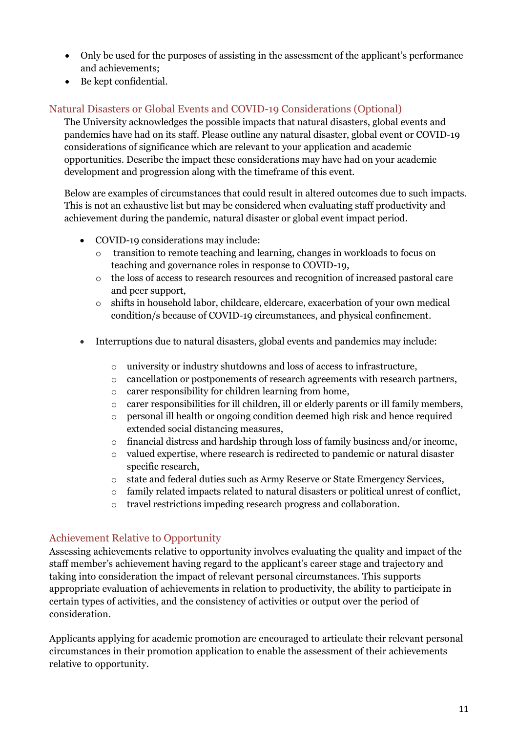- Only be used for the purposes of assisting in the assessment of the applicant's performance and achievements;
- Be kept confidential.

### Natural Disasters or Global Events and COVID-19 Considerations (Optional)

The University acknowledges the possible impacts that natural disasters, global events and pandemics have had on its staff. Please outline any natural disaster, global event or COVID-19 considerations of significance which are relevant to your application and academic opportunities. Describe the impact these considerations may have had on your academic development and progression along with the timeframe of this event.

Below are examples of circumstances that could result in altered outcomes due to such impacts. This is not an exhaustive list but may be considered when evaluating staff productivity and achievement during the pandemic, natural disaster or global event impact period.

- COVID-19 considerations may include:
  - transition to remote teaching and learning, changes in workloads to focus on teaching and governance roles in response to COVID-19,
  - the loss of access to research resources and recognition of increased pastoral care and peer support,
  - shifts in household labor, childcare, eldercare, exacerbation of your own medical condition/s because of COVID-19 circumstances, and physical confinement.

- Interruptions due to natural disasters, global events and pandemics may include:
  - university or industry shutdowns and loss of access to infrastructure,
  - cancellation or postponements of research agreements with research partners,
  - carer responsibility for children learning from home,
  - carer responsibilities for ill children, ill or elderly parents or ill family members,
  - personal ill health or ongoing condition deemed high risk and hence required extended social distancing measures,
  - financial distress and hardship through loss of family business and/or income,
  - valued expertise, where research is redirected to pandemic or natural disaster specific research,
  - state and federal duties such as Army Reserve or State Emergency Services,
  - family related impacts related to natural disasters or political unrest of conflict,
  - travel restrictions impeding research progress and collaboration.

### Achievement Relative to Opportunity

Assessing achievements relative to opportunity involves evaluating the quality and impact of the staff member's achievement having regard to the applicant's career stage and trajectory and taking into consideration the impact of relevant personal circumstances. This supports appropriate evaluation of achievements in relation to productivity, the ability to participate in certain types of activities, and the consistency of activities or output over the period of consideration.

Applicants applying for academic promotion are encouraged to articulate their relevant personal circumstances in their promotion application to enable the assessment of their achievements relative to opportunity.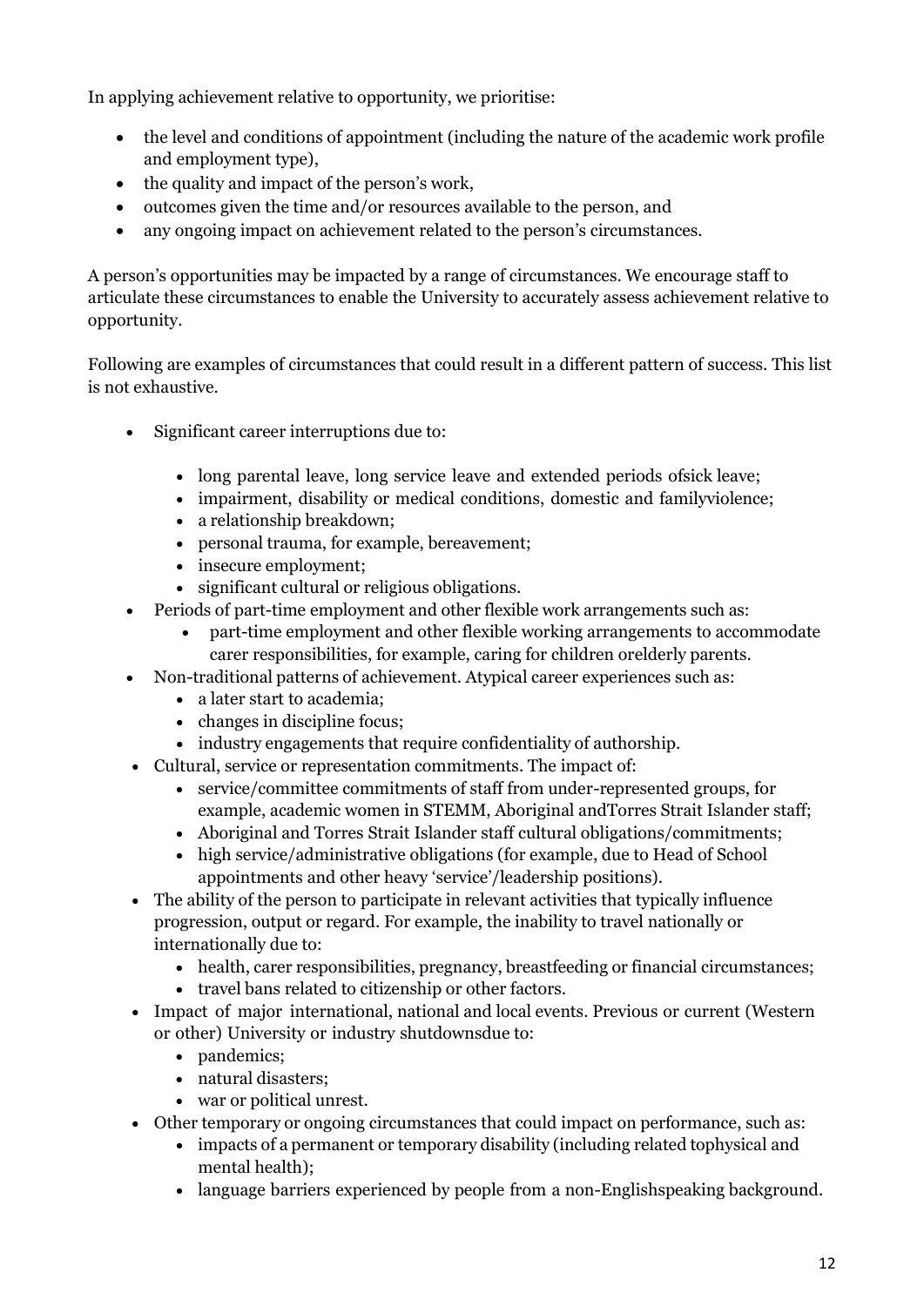In applying achievement relative to opportunity, we prioritise:

- the level and conditions of appointment (including the nature of the academic work profile and employment type),
- the quality and impact of the person's work,
- outcomes given the time and/or resources available to the person, and
- any ongoing impact on achievement related to the person's circumstances.

A person's opportunities may be impacted by a range of circumstances. We encourage staff to articulate these circumstances to enable the University to accurately assess achievement relative to opportunity.

Following are examples of circumstances that could result in a different pattern of success. This list is not exhaustive.

- Significant career interruptions due to:
  - long parental leave, long service leave and extended periods ofsick leave;
  - impairment, disability or medical conditions, domestic and familyviolence;
  - a relationship breakdown;
  - personal trauma, for example, bereavement;
  - insecure employment;
  - significant cultural or religious obligations.
- Periods of part-time employment and other flexible work arrangements such as:
  - part-time employment and other flexible working arrangements to accommodate carer responsibilities, for example, caring for children orelderly parents.
- Non-traditional patterns of achievement. Atypical career experiences such as:
  - a later start to academia;
  - changes in discipline focus;
  - industry engagements that require confidentiality of authorship.
- Cultural, service or representation commitments. The impact of:
  - service/committee commitments of staff from under-represented groups, for example, academic women in STEMM, Aboriginal andTorres Strait Islander staff;
  - Aboriginal and Torres Strait Islander staff cultural obligations/commitments;
  - high service/administrative obligations (for example, due to Head of School appointments and other heavy 'service'/leadership positions).
- The ability of the person to participate in relevant activities that typically influence progression, output or regard. For example, the inability to travel nationally or internationally due to:
  - health, carer responsibilities, pregnancy, breastfeeding or financial circumstances;
  - travel bans related to citizenship or other factors.
- Impact of major international, national and local events. Previous or current (Western or other) University or industry shutdownsdue to:
  - pandemics;
  - natural disasters;
  - war or political unrest.
- Other temporary or ongoing circumstances that could impact on performance, such as:
  - impacts of a permanent or temporary disability (including related tophysical and mental health);
  - language barriers experienced by people from a non-Englishspeaking background.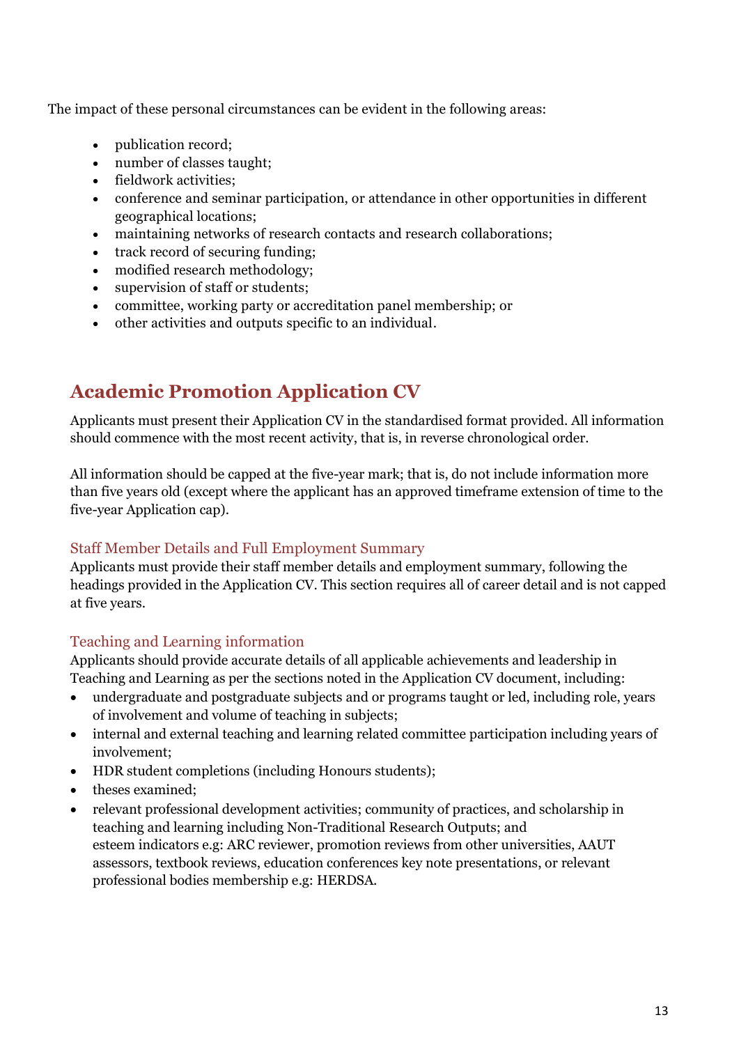The impact of these personal circumstances can be evident in the following areas:

- publication record;
- number of classes taught;
- fieldwork activities;
- conference and seminar participation, or attendance in other opportunities in different geographical locations;
- maintaining networks of research contacts and research collaborations;
- track record of securing funding;
- modified research methodology;
- supervision of staff or students;
- committee, working party or accreditation panel membership; or
- other activities and outputs specific to an individual.

## Academic Promotion Application CV

Applicants must present their Application CV in the standardised format provided. All information should commence with the most recent activity, that is, in reverse chronological order.

All information should be capped at the five-year mark; that is, do not include information more than five years old (except where the applicant has an approved timeframe extension of time to the five-year Application cap).

### Staff Member Details and Full Employment Summary

Applicants must provide their staff member details and employment summary, following the headings provided in the Application CV. This section requires all of career detail and is not capped at five years.

### Teaching and Learning information

Applicants should provide accurate details of all applicable achievements and leadership in Teaching and Learning as per the sections noted in the Application CV document, including:

- undergraduate and postgraduate subjects and or programs taught or led, including role, years of involvement and volume of teaching in subjects;
- internal and external teaching and learning related committee participation including years of involvement;
- HDR student completions (including Honours students);
- theses examined;
- relevant professional development activities; community of practices, and scholarship in teaching and learning including Non-Traditional Research Outputs; and esteem indicators e.g: ARC reviewer, promotion reviews from other universities, AAUT assessors, textbook reviews, education conferences key note presentations, or relevant professional bodies membership e.g: HERDSA.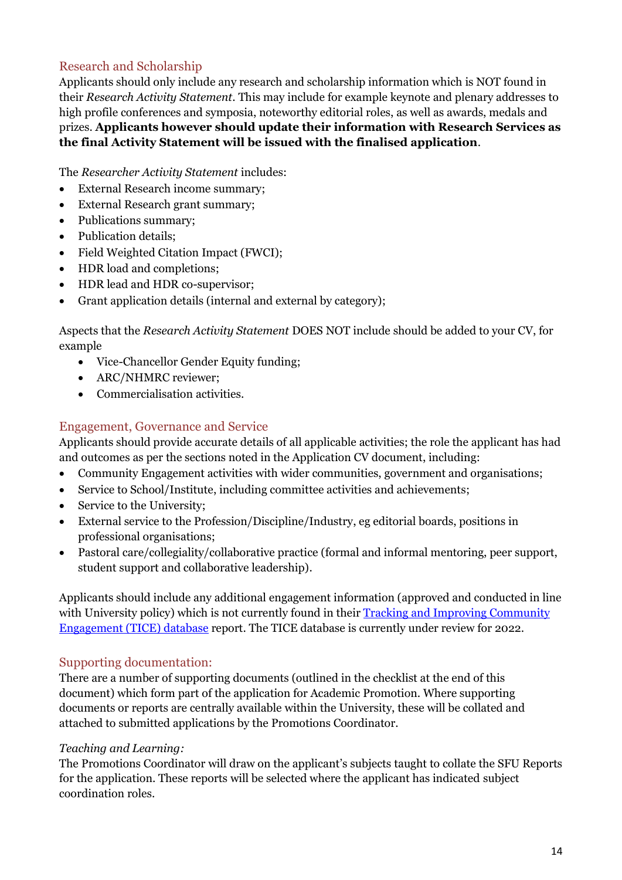## Research and Scholarship

Applicants should only include any research and scholarship information which is NOT found in their *Research Activity Statement*. This may include for example keynote and plenary addresses to high profile conferences and symposia, noteworthy editorial roles, as well as awards, medals and prizes. **Applicants however should update their information with Research Services as the final Activity Statement will be issued with the finalised application**.

The *Researcher Activity Statement* includes:

- External Research income summary;
- External Research grant summary;
- Publications summary;
- Publication details;
- Field Weighted Citation Impact (FWCI);
- HDR load and completions;
- HDR lead and HDR co-supervisor;
- Grant application details (internal and external by category);

Aspects that the *Research Activity Statement* DOES NOT include should be added to your CV, for example

- Vice-Chancellor Gender Equity funding;
- ARC/NHMRC reviewer;
- Commercialisation activities.

## Engagement, Governance and Service

Applicants should provide accurate details of all applicable activities; the role the applicant has had and outcomes as per the sections noted in the Application CV document, including:

- Community Engagement activities with wider communities, government and organisations;
- Service to School/Institute, including committee activities and achievements;
- Service to the University;
- External service to the Profession/Discipline/Industry, eg editorial boards, positions in professional organisations;
- Pastoral care/collegiality/collaborative practice (formal and informal mentoring, peer support, student support and collaborative leadership).

Applicants should include any additional engagement information (approved and conducted in line with University policy) which is not currently found in their [Tracking and Improving Community Engagement (TICE) database]() report. The TICE database is currently under review for 2022.

## Supporting documentation:

There are a number of supporting documents (outlined in the checklist at the end of this document) which form part of the application for Academic Promotion. Where supporting documents or reports are centrally available within the University, these will be collated and attached to submitted applications by the Promotions Coordinator.

*Teaching and Learning:*

The Promotions Coordinator will draw on the applicant's subjects taught to collate the SFU Reports for the application. These reports will be selected where the applicant has indicated subject coordination roles.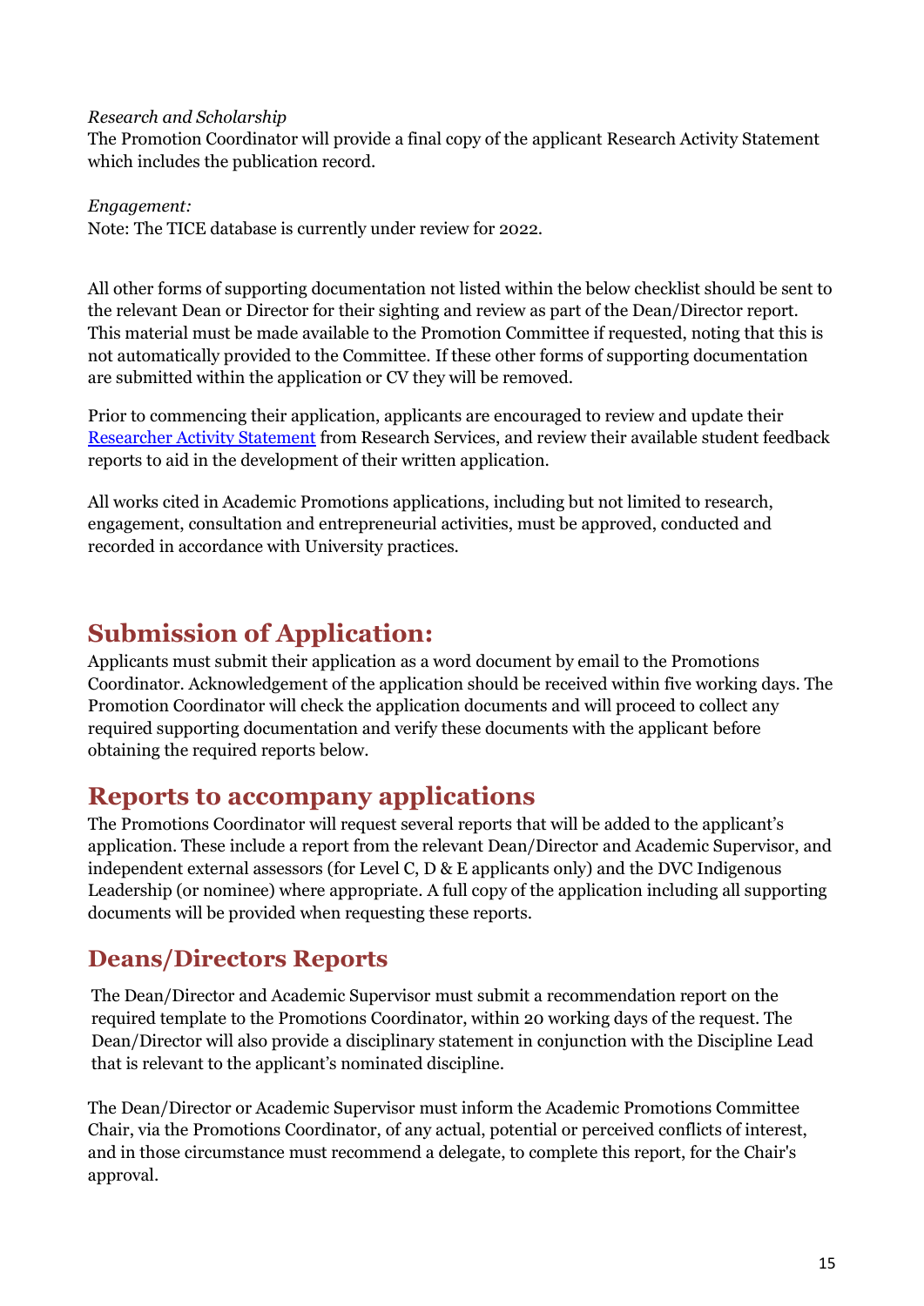*Research and Scholarship*
The Promotion Coordinator will provide a final copy of the applicant Research Activity Statement which includes the publication record.

*Engagement:*
Note: The TICE database is currently under review for 2022.

All other forms of supporting documentation not listed within the below checklist should be sent to the relevant Dean or Director for their sighting and review as part of the Dean/Director report. This material must be made available to the Promotion Committee if requested, noting that this is not automatically provided to the Committee. If these other forms of supporting documentation are submitted within the application or CV they will be removed.

Prior to commencing their application, applicants are encouraged to review and update their [Researcher Activity Statement] from Research Services, and review their available student feedback reports to aid in the development of their written application.

All works cited in Academic Promotions applications, including but not limited to research, engagement, consultation and entrepreneurial activities, must be approved, conducted and recorded in accordance with University practices.

# Submission of Application:

Applicants must submit their application as a word document by email to the Promotions Coordinator. Acknowledgement of the application should be received within five working days. The Promotion Coordinator will check the application documents and will proceed to collect any required supporting documentation and verify these documents with the applicant before obtaining the required reports below.

## Reports to accompany applications

The Promotions Coordinator will request several reports that will be added to the applicant's application. These include a report from the relevant Dean/Director and Academic Supervisor, and independent external assessors (for Level C, D & E applicants only) and the DVC Indigenous Leadership (or nominee) where appropriate. A full copy of the application including all supporting documents will be provided when requesting these reports.

## Deans/Directors Reports

The Dean/Director and Academic Supervisor must submit a recommendation report on the required template to the Promotions Coordinator, within 20 working days of the request. The Dean/Director will also provide a disciplinary statement in conjunction with the Discipline Lead that is relevant to the applicant's nominated discipline.

The Dean/Director or Academic Supervisor must inform the Academic Promotions Committee Chair, via the Promotions Coordinator, of any actual, potential or perceived conflicts of interest, and in those circumstance must recommend a delegate, to complete this report, for the Chair's approval.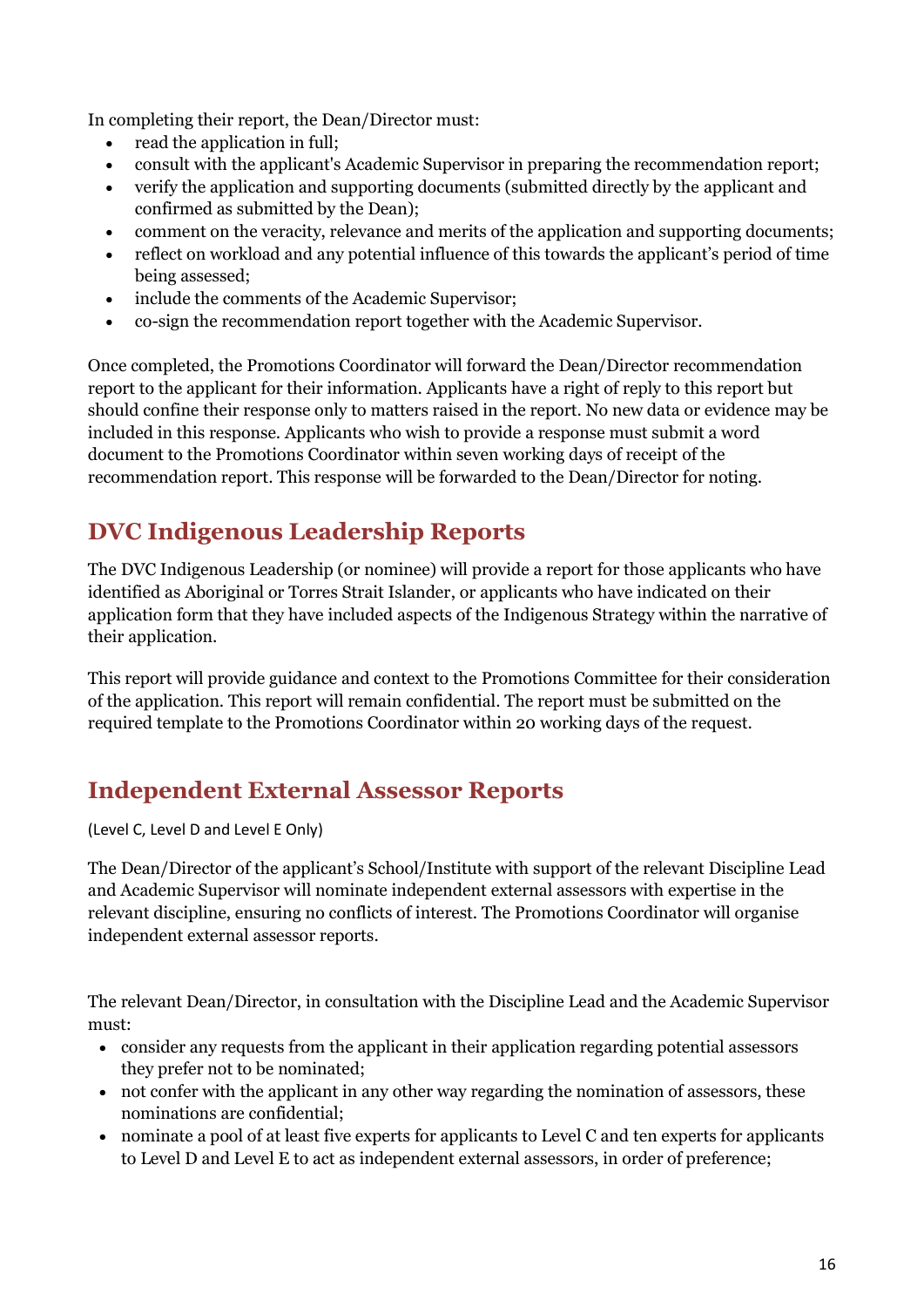In completing their report, the Dean/Director must:

- read the application in full;
- consult with the applicant's Academic Supervisor in preparing the recommendation report;
- verify the application and supporting documents (submitted directly by the applicant and confirmed as submitted by the Dean);
- comment on the veracity, relevance and merits of the application and supporting documents;
- reflect on workload and any potential influence of this towards the applicant's period of time being assessed;
- include the comments of the Academic Supervisor;
- co-sign the recommendation report together with the Academic Supervisor.

Once completed, the Promotions Coordinator will forward the Dean/Director recommendation report to the applicant for their information. Applicants have a right of reply to this report but should confine their response only to matters raised in the report. No new data or evidence may be included in this response. Applicants who wish to provide a response must submit a word document to the Promotions Coordinator within seven working days of receipt of the recommendation report. This response will be forwarded to the Dean/Director for noting.

## DVC Indigenous Leadership Reports

The DVC Indigenous Leadership (or nominee) will provide a report for those applicants who have identified as Aboriginal or Torres Strait Islander, or applicants who have indicated on their application form that they have included aspects of the Indigenous Strategy within the narrative of their application.

This report will provide guidance and context to the Promotions Committee for their consideration of the application. This report will remain confidential. The report must be submitted on the required template to the Promotions Coordinator within 20 working days of the request.

## Independent External Assessor Reports

(Level C, Level D and Level E Only)

The Dean/Director of the applicant's School/Institute with support of the relevant Discipline Lead and Academic Supervisor will nominate independent external assessors with expertise in the relevant discipline, ensuring no conflicts of interest. The Promotions Coordinator will organise independent external assessor reports.

The relevant Dean/Director, in consultation with the Discipline Lead and the Academic Supervisor must:

- consider any requests from the applicant in their application regarding potential assessors they prefer not to be nominated;
- not confer with the applicant in any other way regarding the nomination of assessors, these nominations are confidential;
- nominate a pool of at least five experts for applicants to Level C and ten experts for applicants to Level D and Level E to act as independent external assessors, in order of preference;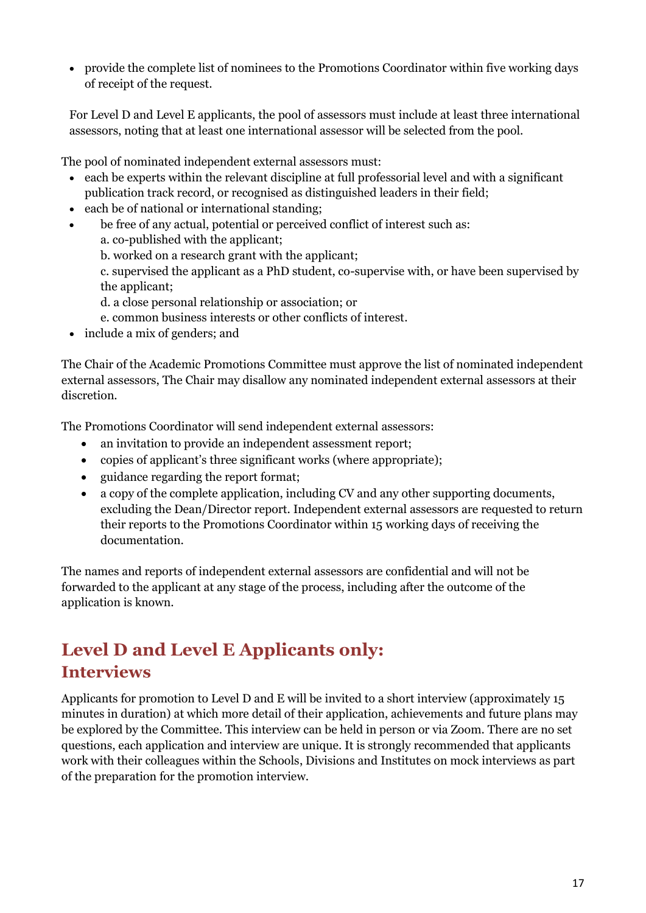- provide the complete list of nominees to the Promotions Coordinator within five working days of receipt of the request.

For Level D and Level E applicants, the pool of assessors must include at least three international assessors, noting that at least one international assessor will be selected from the pool.

The pool of nominated independent external assessors must:

- each be experts within the relevant discipline at full professorial level and with a significant publication track record, or recognised as distinguished leaders in their field;
- each be of national or international standing;
- be free of any actual, potential or perceived conflict of interest such as:
  a. co-published with the applicant;
  b. worked on a research grant with the applicant;
  c. supervised the applicant as a PhD student, co-supervise with, or have been supervised by the applicant;
  d. a close personal relationship or association; or
  e. common business interests or other conflicts of interest.
- include a mix of genders; and

The Chair of the Academic Promotions Committee must approve the list of nominated independent external assessors, The Chair may disallow any nominated independent external assessors at their discretion.

The Promotions Coordinator will send independent external assessors:

- an invitation to provide an independent assessment report;
- copies of applicant's three significant works (where appropriate);
- guidance regarding the report format;
- a copy of the complete application, including CV and any other supporting documents, excluding the Dean/Director report. Independent external assessors are requested to return their reports to the Promotions Coordinator within 15 working days of receiving the documentation.

The names and reports of independent external assessors are confidential and will not be forwarded to the applicant at any stage of the process, including after the outcome of the application is known.

## Level D and Level E Applicants only: Interviews

Applicants for promotion to Level D and E will be invited to a short interview (approximately 15 minutes in duration) at which more detail of their application, achievements and future plans may be explored by the Committee. This interview can be held in person or via Zoom. There are no set questions, each application and interview are unique. It is strongly recommended that applicants work with their colleagues within the Schools, Divisions and Institutes on mock interviews as part of the preparation for the promotion interview.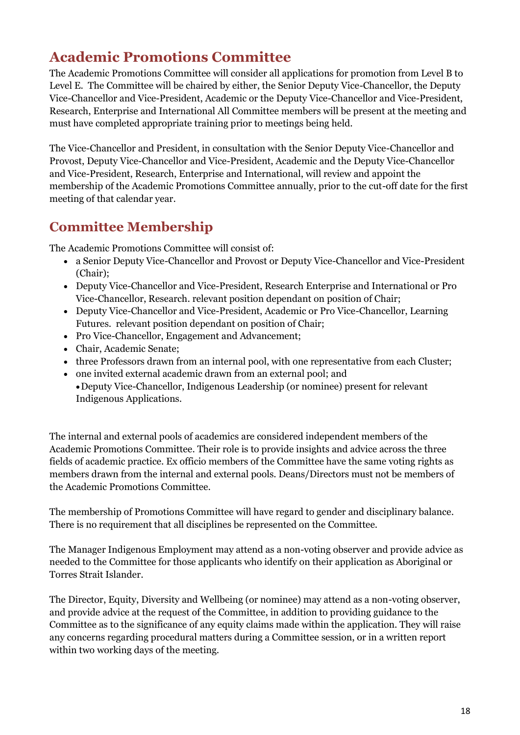## Academic Promotions Committee

The Academic Promotions Committee will consider all applications for promotion from Level B to Level E. The Committee will be chaired by either, the Senior Deputy Vice-Chancellor, the Deputy Vice-Chancellor and Vice-President, Academic or the Deputy Vice-Chancellor and Vice-President, Research, Enterprise and International All Committee members will be present at the meeting and must have completed appropriate training prior to meetings being held.

The Vice-Chancellor and President, in consultation with the Senior Deputy Vice-Chancellor and Provost, Deputy Vice-Chancellor and Vice-President, Academic and the Deputy Vice-Chancellor and Vice-President, Research, Enterprise and International, will review and appoint the membership of the Academic Promotions Committee annually, prior to the cut-off date for the first meeting of that calendar year.

## Committee Membership

The Academic Promotions Committee will consist of:

- a Senior Deputy Vice-Chancellor and Provost or Deputy Vice-Chancellor and Vice-President (Chair);
- Deputy Vice-Chancellor and Vice-President, Research Enterprise and International or Pro Vice-Chancellor, Research. relevant position dependant on position of Chair;
- Deputy Vice-Chancellor and Vice-President, Academic or Pro Vice-Chancellor, Learning Futures. relevant position dependant on position of Chair;
- Pro Vice-Chancellor, Engagement and Advancement;
- Chair, Academic Senate;
- three Professors drawn from an internal pool, with one representative from each Cluster;
- one invited external academic drawn from an external pool; and
- Deputy Vice-Chancellor, Indigenous Leadership (or nominee) present for relevant Indigenous Applications.

The internal and external pools of academics are considered independent members of the Academic Promotions Committee. Their role is to provide insights and advice across the three fields of academic practice. Ex officio members of the Committee have the same voting rights as members drawn from the internal and external pools. Deans/Directors must not be members of the Academic Promotions Committee.

The membership of Promotions Committee will have regard to gender and disciplinary balance. There is no requirement that all disciplines be represented on the Committee.

The Manager Indigenous Employment may attend as a non-voting observer and provide advice as needed to the Committee for those applicants who identify on their application as Aboriginal or Torres Strait Islander.

The Director, Equity, Diversity and Wellbeing (or nominee) may attend as a non-voting observer, and provide advice at the request of the Committee, in addition to providing guidance to the Committee as to the significance of any equity claims made within the application. They will raise any concerns regarding procedural matters during a Committee session, or in a written report within two working days of the meeting.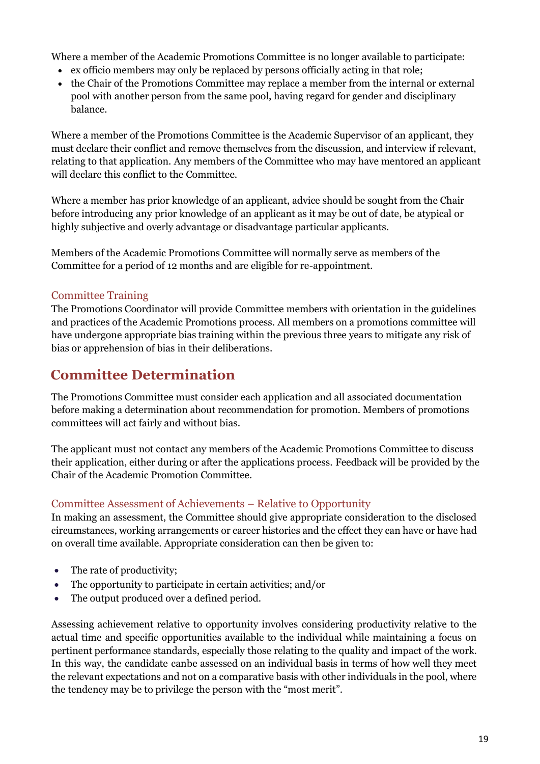Where a member of the Academic Promotions Committee is no longer available to participate:

- ex officio members may only be replaced by persons officially acting in that role;
- the Chair of the Promotions Committee may replace a member from the internal or external pool with another person from the same pool, having regard for gender and disciplinary balance.

Where a member of the Promotions Committee is the Academic Supervisor of an applicant, they must declare their conflict and remove themselves from the discussion, and interview if relevant, relating to that application. Any members of the Committee who may have mentored an applicant will declare this conflict to the Committee.

Where a member has prior knowledge of an applicant, advice should be sought from the Chair before introducing any prior knowledge of an applicant as it may be out of date, be atypical or highly subjective and overly advantage or disadvantage particular applicants.

Members of the Academic Promotions Committee will normally serve as members of the Committee for a period of 12 months and are eligible for re-appointment.

### Committee Training

The Promotions Coordinator will provide Committee members with orientation in the guidelines and practices of the Academic Promotions process. All members on a promotions committee will have undergone appropriate bias training within the previous three years to mitigate any risk of bias or apprehension of bias in their deliberations.

## Committee Determination

The Promotions Committee must consider each application and all associated documentation before making a determination about recommendation for promotion. Members of promotions committees will act fairly and without bias.

The applicant must not contact any members of the Academic Promotions Committee to discuss their application, either during or after the applications process. Feedback will be provided by the Chair of the Academic Promotion Committee.

### Committee Assessment of Achievements – Relative to Opportunity

In making an assessment, the Committee should give appropriate consideration to the disclosed circumstances, working arrangements or career histories and the effect they can have or have had on overall time available. Appropriate consideration can then be given to:

- The rate of productivity;
- The opportunity to participate in certain activities; and/or
- The output produced over a defined period.

Assessing achievement relative to opportunity involves considering productivity relative to the actual time and specific opportunities available to the individual while maintaining a focus on pertinent performance standards, especially those relating to the quality and impact of the work. In this way, the candidate canbe assessed on an individual basis in terms of how well they meet the relevant expectations and not on a comparative basis with other individuals in the pool, where the tendency may be to privilege the person with the "most merit".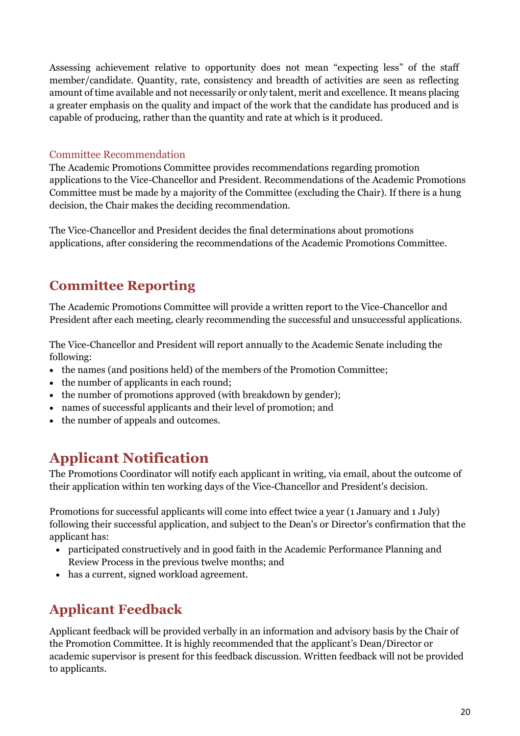Assessing achievement relative to opportunity does not mean "expecting less" of the staff member/candidate. Quantity, rate, consistency and breadth of activities are seen as reflecting amount of time available and not necessarily or only talent, merit and excellence. It means placing a greater emphasis on the quality and impact of the work that the candidate has produced and is capable of producing, rather than the quantity and rate at which is it produced.

### Committee Recommendation

The Academic Promotions Committee provides recommendations regarding promotion applications to the Vice-Chancellor and President. Recommendations of the Academic Promotions Committee must be made by a majority of the Committee (excluding the Chair). If there is a hung decision, the Chair makes the deciding recommendation.

The Vice-Chancellor and President decides the final determinations about promotions applications, after considering the recommendations of the Academic Promotions Committee.

## Committee Reporting

The Academic Promotions Committee will provide a written report to the Vice-Chancellor and President after each meeting, clearly recommending the successful and unsuccessful applications.

The Vice-Chancellor and President will report annually to the Academic Senate including the following:

- the names (and positions held) of the members of the Promotion Committee;
- the number of applicants in each round;
- the number of promotions approved (with breakdown by gender);
- names of successful applicants and their level of promotion; and
- the number of appeals and outcomes.

## Applicant Notification

The Promotions Coordinator will notify each applicant in writing, via email, about the outcome of their application within ten working days of the Vice-Chancellor and President's decision.

Promotions for successful applicants will come into effect twice a year (1 January and 1 July) following their successful application, and subject to the Dean's or Director's confirmation that the applicant has:

- participated constructively and in good faith in the Academic Performance Planning and Review Process in the previous twelve months; and
- has a current, signed workload agreement.

## Applicant Feedback

Applicant feedback will be provided verbally in an information and advisory basis by the Chair of the Promotion Committee. It is highly recommended that the applicant's Dean/Director or academic supervisor is present for this feedback discussion. Written feedback will not be provided to applicants.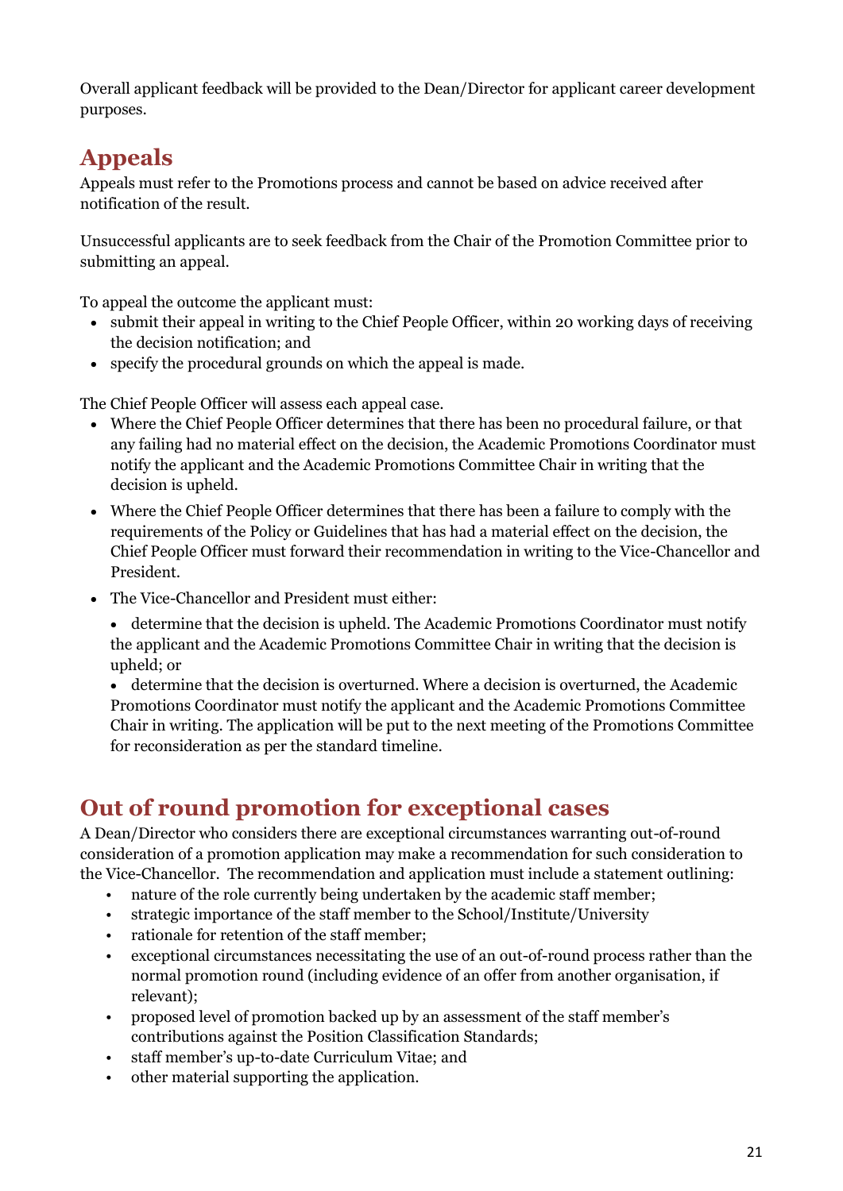Overall applicant feedback will be provided to the Dean/Director for applicant career development purposes.

## Appeals

Appeals must refer to the Promotions process and cannot be based on advice received after notification of the result.

Unsuccessful applicants are to seek feedback from the Chair of the Promotion Committee prior to submitting an appeal.

To appeal the outcome the applicant must:

- submit their appeal in writing to the Chief People Officer, within 20 working days of receiving the decision notification; and
- specify the procedural grounds on which the appeal is made.

The Chief People Officer will assess each appeal case.

- Where the Chief People Officer determines that there has been no procedural failure, or that any failing had no material effect on the decision, the Academic Promotions Coordinator must notify the applicant and the Academic Promotions Committee Chair in writing that the decision is upheld.
- Where the Chief People Officer determines that there has been a failure to comply with the requirements of the Policy or Guidelines that has had a material effect on the decision, the Chief People Officer must forward their recommendation in writing to the Vice-Chancellor and President.
- The Vice-Chancellor and President must either:
  - determine that the decision is upheld. The Academic Promotions Coordinator must notify the applicant and the Academic Promotions Committee Chair in writing that the decision is upheld; or
  - determine that the decision is overturned. Where a decision is overturned, the Academic Promotions Coordinator must notify the applicant and the Academic Promotions Committee Chair in writing. The application will be put to the next meeting of the Promotions Committee for reconsideration as per the standard timeline.

## Out of round promotion for exceptional cases

A Dean/Director who considers there are exceptional circumstances warranting out-of-round consideration of a promotion application may make a recommendation for such consideration to the Vice-Chancellor. The recommendation and application must include a statement outlining:

- nature of the role currently being undertaken by the academic staff member;
- strategic importance of the staff member to the School/Institute/University
- rationale for retention of the staff member;
- exceptional circumstances necessitating the use of an out-of-round process rather than the normal promotion round (including evidence of an offer from another organisation, if relevant);
- proposed level of promotion backed up by an assessment of the staff member's contributions against the Position Classification Standards;
- staff member's up-to-date Curriculum Vitae; and
- other material supporting the application.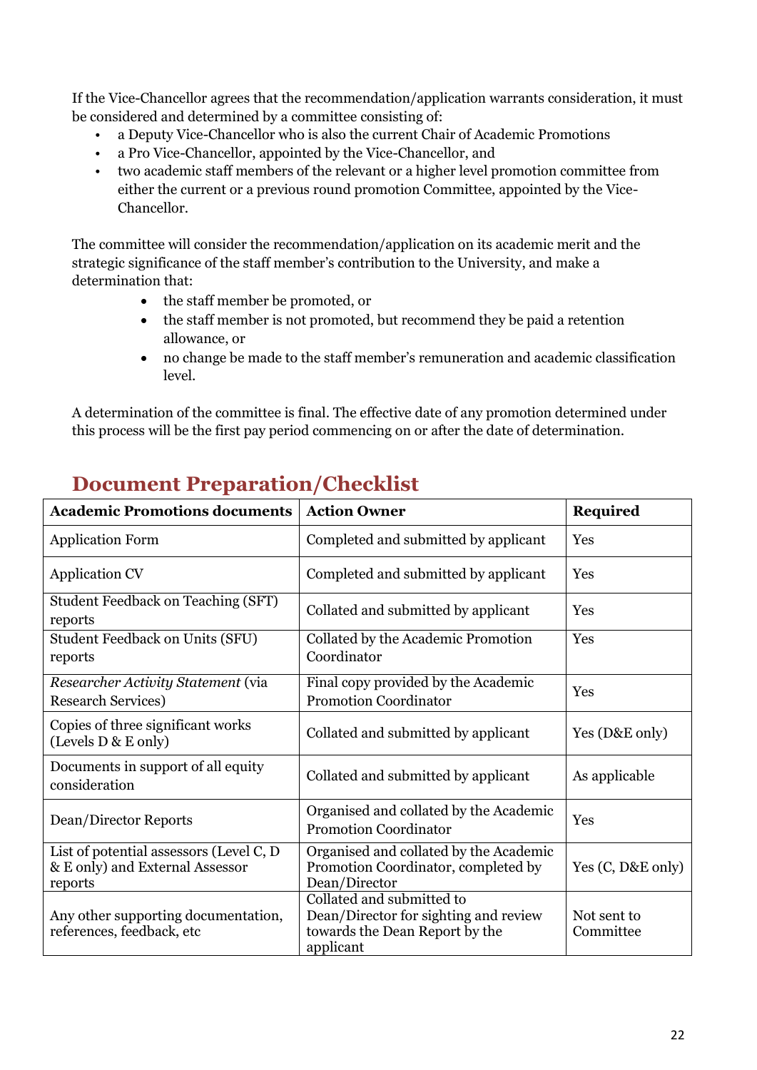If the Vice-Chancellor agrees that the recommendation/application warrants consideration, it must be considered and determined by a committee consisting of:

- a Deputy Vice-Chancellor who is also the current Chair of Academic Promotions
- a Pro Vice-Chancellor, appointed by the Vice-Chancellor, and
- two academic staff members of the relevant or a higher level promotion committee from either the current or a previous round promotion Committee, appointed by the Vice-Chancellor.

The committee will consider the recommendation/application on its academic merit and the strategic significance of the staff member's contribution to the University, and make a determination that:

- the staff member be promoted, or
- the staff member is not promoted, but recommend they be paid a retention allowance, or
- no change be made to the staff member's remuneration and academic classification level.

A determination of the committee is final. The effective date of any promotion determined under this process will be the first pay period commencing on or after the date of determination.

## Document Preparation/Checklist

| Academic Promotions documents | Action Owner | Required |
|---|---|---|
| Application Form | Completed and submitted by applicant | Yes |
| Application CV | Completed and submitted by applicant | Yes |
| Student Feedback on Teaching (SFT) reports | Collated and submitted by applicant | Yes |
| Student Feedback on Units (SFU) reports | Collated by the Academic Promotion Coordinator | Yes |
| *Researcher Activity Statement* (via Research Services) | Final copy provided by the Academic Promotion Coordinator | Yes |
| Copies of three significant works (Levels D & E only) | Collated and submitted by applicant | Yes (D&E only) |
| Documents in support of all equity consideration | Collated and submitted by applicant | As applicable |
| Dean/Director Reports | Organised and collated by the Academic Promotion Coordinator | Yes |
| List of potential assessors (Level C, D & E only) and External Assessor reports | Organised and collated by the Academic Promotion Coordinator, completed by Dean/Director | Yes (C, D&E only) |
| Any other supporting documentation, references, feedback, etc | Collated and submitted to Dean/Director for sighting and review towards the Dean Report by the applicant | Not sent to Committee |